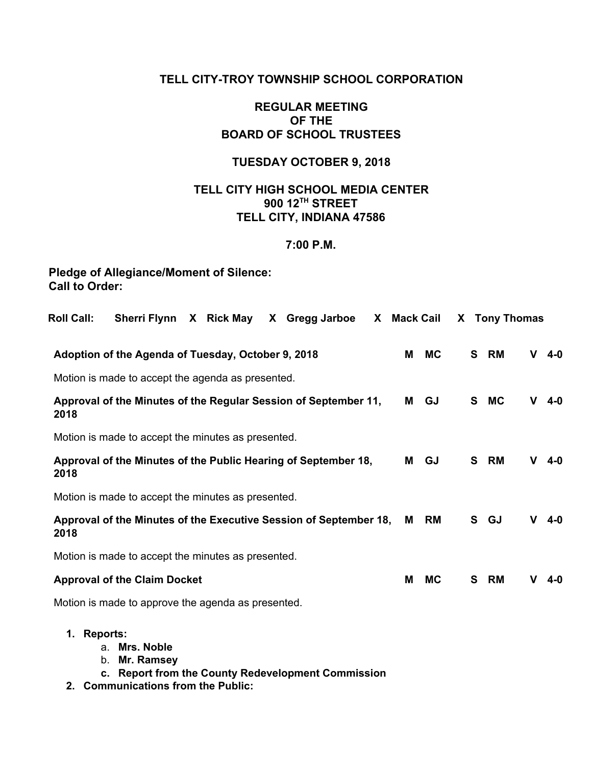**TELL CITY-TROY TOWNSHIP SCHOOL CORPORATION**

**REGULAR MEETING OF THE BOARD OF SCHOOL TRUSTEES**

**TUESDAY OCTOBER 9, 2018**

**TELL CITY HIGH SCHOOL MEDIA CENTER**
**900 12TH STREET**
**TELL CITY, INDIANA 47586**

**7:00 P.M.**

**Pledge of Allegiance/Moment of Silence:**
**Call to Order:**

**Roll Call:** **Sherri Flynn** X **Rick May** X **Gregg Jarboe** X **Mack Cail** X **Tony Thomas**

| Item | M | | S | | V | |
|---|---|---|---|---|---|---|
| **Adoption of the Agenda of Tuesday, October 9, 2018** | **M** | **MC** | **S** | **RM** | **V** | **4-0** |
| Motion is made to accept the agenda as presented. | | | | | | |
| **Approval of the Minutes of the Regular Session of September 11, 2018** | **M** | **GJ** | **S** | **MC** | **V** | **4-0** |
| Motion is made to accept the minutes as presented. | | | | | | |
| **Approval of the Minutes of the Public Hearing of September 18, 2018** | **M** | **GJ** | **S** | **RM** | **V** | **4-0** |
| Motion is made to accept the minutes as presented. | | | | | | |
| **Approval of the Minutes of the Executive Session of September 18, 2018** | **M** | **RM** | **S** | **GJ** | **V** | **4-0** |
| Motion is made to accept the minutes as presented. | | | | | | |
| **Approval of the Claim Docket** | **M** | **MC** | **S** | **RM** | **V** | **4-0** |
| Motion is made to approve the agenda as presented. | | | | | | |

1. **Reports:**
   a. **Mrs. Noble**
   b. **Mr. Ramsey**
   c. **Report from the County Redevelopment Commission**
2. **Communications from the Public:**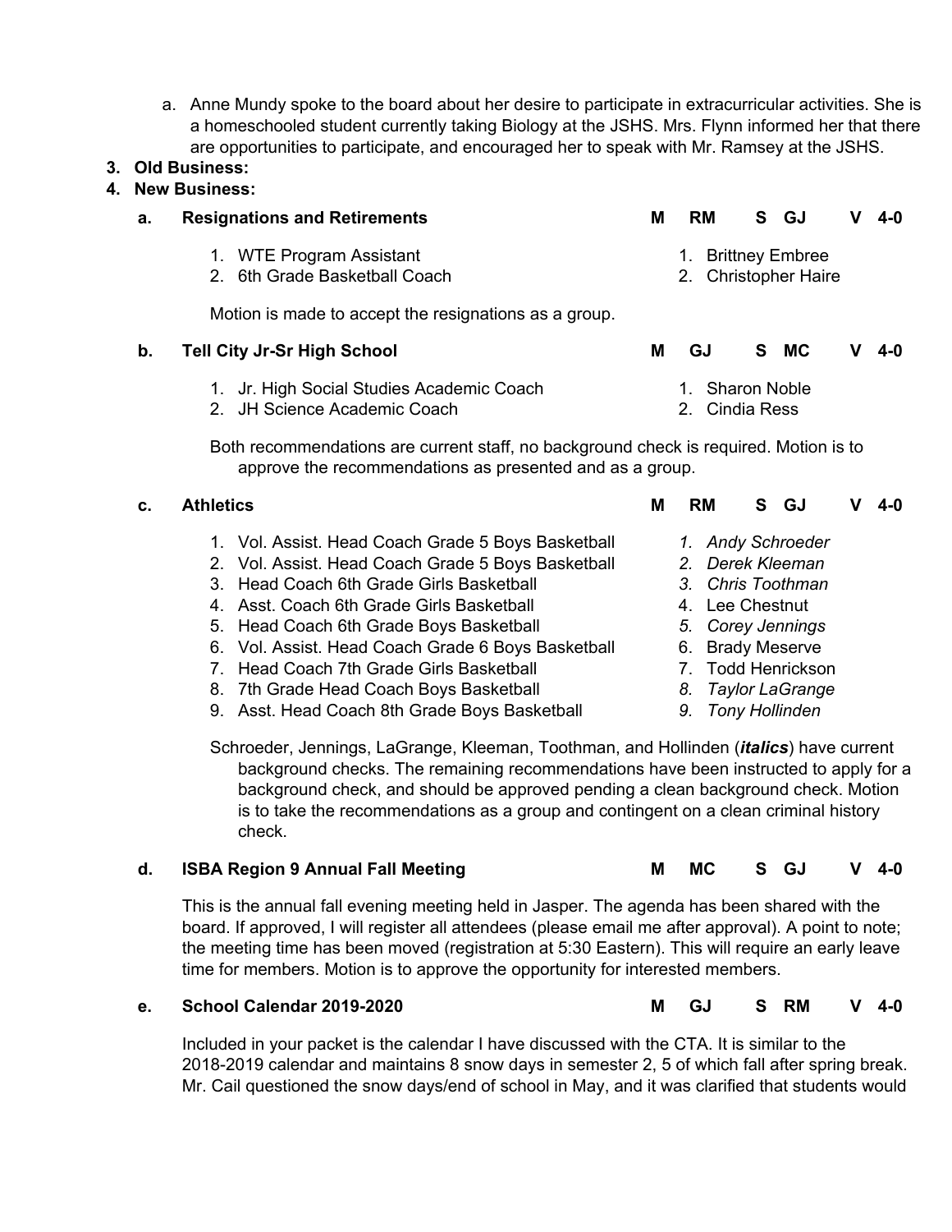a. Anne Mundy spoke to the board about her desire to participate in extracurricular activities. She is a homeschooled student currently taking Biology at the JSHS. Mrs. Flynn informed her that there are opportunities to participate, and encouraged her to speak with Mr. Ramsey at the JSHS.

**3. Old Business:**

**4. New Business:**

**a. Resignations and Retirements** — **M** RM **S** GJ **V** 4-0

| Position | Name |
|---|---|
| 1. WTE Program Assistant | 1. Brittney Embree |
| 2. 6th Grade Basketball Coach | 2. Christopher Haire |

Motion is made to accept the resignations as a group.

**b. Tell City Jr-Sr High School** — **M** GJ **S** MC **V** 4-0

| Position | Name |
|---|---|
| 1. Jr. High Social Studies Academic Coach | 1. Sharon Noble |
| 2. JH Science Academic Coach | 2. Cindia Ress |

Both recommendations are current staff, no background check is required. Motion is to approve the recommendations as presented and as a group.

**c. Athletics** — **M** RM **S** GJ **V** 4-0

| Position | Name |
|---|---|
| 1. Vol. Assist. Head Coach Grade 5 Boys Basketball | *1. Andy Schroeder* |
| 2. Vol. Assist. Head Coach Grade 5 Boys Basketball | *2. Derek Kleeman* |
| 3. Head Coach 6th Grade Girls Basketball | *3. Chris Toothman* |
| 4. Asst. Coach 6th Grade Girls Basketball | 4. Lee Chestnut |
| 5. Head Coach 6th Grade Boys Basketball | *5. Corey Jennings* |
| 6. Vol. Assist. Head Coach Grade 6 Boys Basketball | 6. Brady Meserve |
| 7. Head Coach 7th Grade Girls Basketball | 7. Todd Henrickson |
| 8. 7th Grade Head Coach Boys Basketball | *8. Taylor LaGrange* |
| 9. Asst. Head Coach 8th Grade Boys Basketball | *9. Tony Hollinden* |

Schroeder, Jennings, LaGrange, Kleeman, Toothman, and Hollinden (***italics***) have current background checks. The remaining recommendations have been instructed to apply for a background check, and should be approved pending a clean background check. Motion is to take the recommendations as a group and contingent on a clean criminal history check.

**d. ISBA Region 9 Annual Fall Meeting** — **M** MC **S** GJ **V** 4-0

This is the annual fall evening meeting held in Jasper. The agenda has been shared with the board. If approved, I will register all attendees (please email me after approval). A point to note; the meeting time has been moved (registration at 5:30 Eastern). This will require an early leave time for members. Motion is to approve the opportunity for interested members.

**e. School Calendar 2019-2020** — **M** GJ **S** RM **V** 4-0

Included in your packet is the calendar I have discussed with the CTA. It is similar to the 2018-2019 calendar and maintains 8 snow days in semester 2, 5 of which fall after spring break. Mr. Cail questioned the snow days/end of school in May, and it was clarified that students would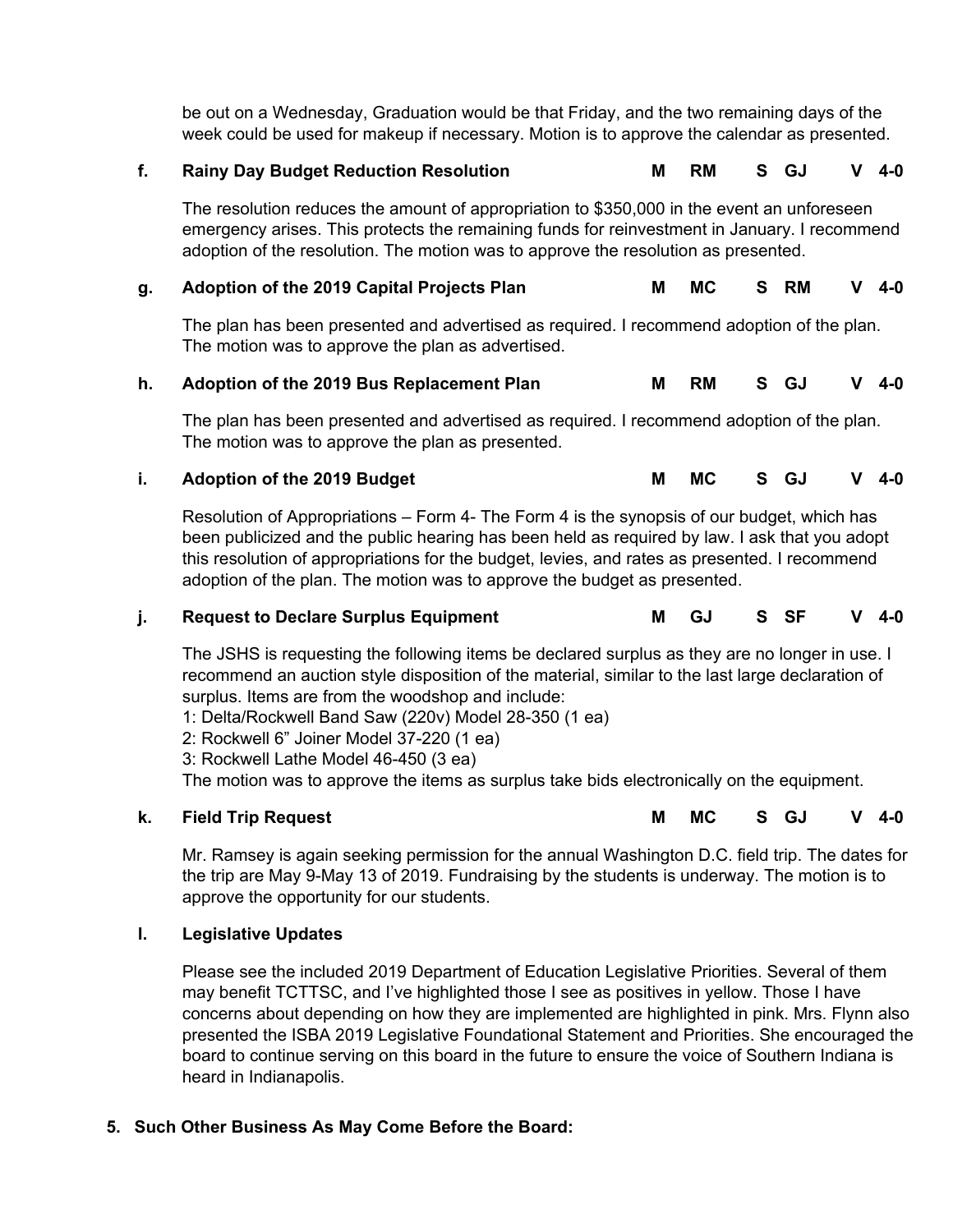be out on a Wednesday, Graduation would be that Friday, and the two remaining days of the week could be used for makeup if necessary. Motion is to approve the calendar as presented.

**f. Rainy Day Budget Reduction Resolution** **M RM S GJ V 4-0**

The resolution reduces the amount of appropriation to $350,000 in the event an unforeseen emergency arises. This protects the remaining funds for reinvestment in January. I recommend adoption of the resolution. The motion was to approve the resolution as presented.

**g. Adoption of the 2019 Capital Projects Plan** **M MC S RM V 4-0**

The plan has been presented and advertised as required. I recommend adoption of the plan. The motion was to approve the plan as advertised.

**h. Adoption of the 2019 Bus Replacement Plan** **M RM S GJ V 4-0**

The plan has been presented and advertised as required. I recommend adoption of the plan. The motion was to approve the plan as presented.

**i. Adoption of the 2019 Budget** **M MC S GJ V 4-0**

Resolution of Appropriations – Form 4- The Form 4 is the synopsis of our budget, which has been publicized and the public hearing has been held as required by law. I ask that you adopt this resolution of appropriations for the budget, levies, and rates as presented. I recommend adoption of the plan. The motion was to approve the budget as presented.

**j. Request to Declare Surplus Equipment** **M GJ S SF V 4-0**

The JSHS is requesting the following items be declared surplus as they are no longer in use. I recommend an auction style disposition of the material, similar to the last large declaration of surplus. Items are from the woodshop and include:
1: Delta/Rockwell Band Saw (220v) Model 28-350 (1 ea)
2: Rockwell 6" Joiner Model 37-220 (1 ea)
3: Rockwell Lathe Model 46-450 (3 ea)
The motion was to approve the items as surplus take bids electronically on the equipment.

**k. Field Trip Request** **M MC S GJ V 4-0**

Mr. Ramsey is again seeking permission for the annual Washington D.C. field trip. The dates for the trip are May 9-May 13 of 2019. Fundraising by the students is underway. The motion is to approve the opportunity for our students.

**l. Legislative Updates**

Please see the included 2019 Department of Education Legislative Priorities. Several of them may benefit TCTTSC, and I've highlighted those I see as positives in yellow. Those I have concerns about depending on how they are implemented are highlighted in pink. Mrs. Flynn also presented the ISBA 2019 Legislative Foundational Statement and Priorities. She encouraged the board to continue serving on this board in the future to ensure the voice of Southern Indiana is heard in Indianapolis.

**5. Such Other Business As May Come Before the Board:**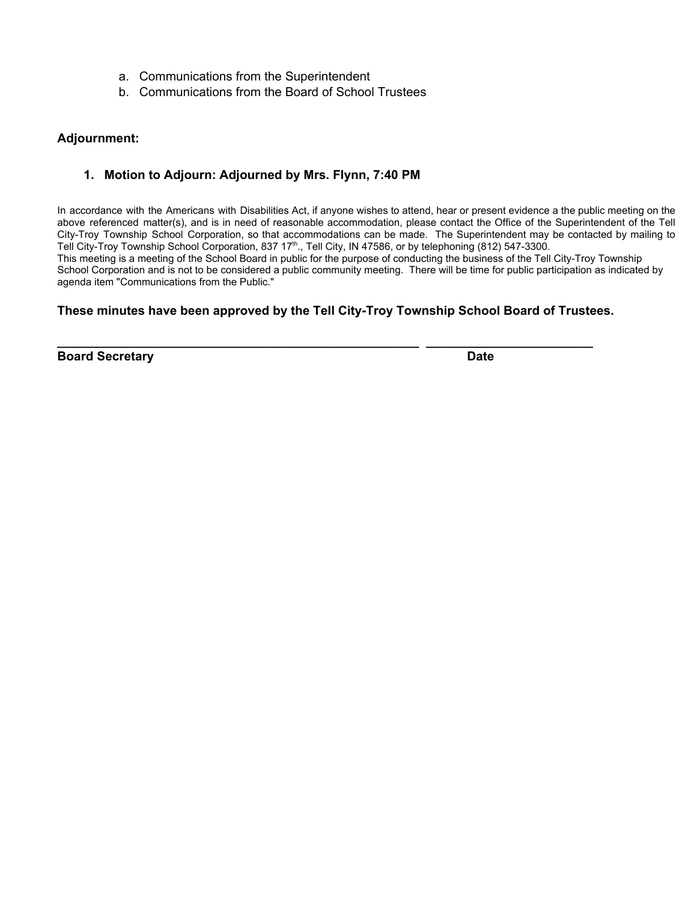a. Communications from the Superintendent
b. Communications from the Board of School Trustees

**Adjournment:**

1. **Motion to Adjourn: Adjourned by Mrs. Flynn, 7:40 PM**

In accordance with the Americans with Disabilities Act, if anyone wishes to attend, hear or present evidence a the public meeting on the above referenced matter(s), and is in need of reasonable accommodation, please contact the Office of the Superintendent of the Tell City-Troy Township School Corporation, so that accommodations can be made. The Superintendent may be contacted by mailing to Tell City-Troy Township School Corporation, 837 17th., Tell City, IN 47586, or by telephoning (812) 547-3300.
This meeting is a meeting of the School Board in public for the purpose of conducting the business of the Tell City-Troy Township School Corporation and is not to be considered a public community meeting. There will be time for public participation as indicated by agenda item "Communications from the Public."

**These minutes have been approved by the Tell City-Troy Township School Board of Trustees.**

_______________________________________________________ ________________________

**Board Secretary** **Date**